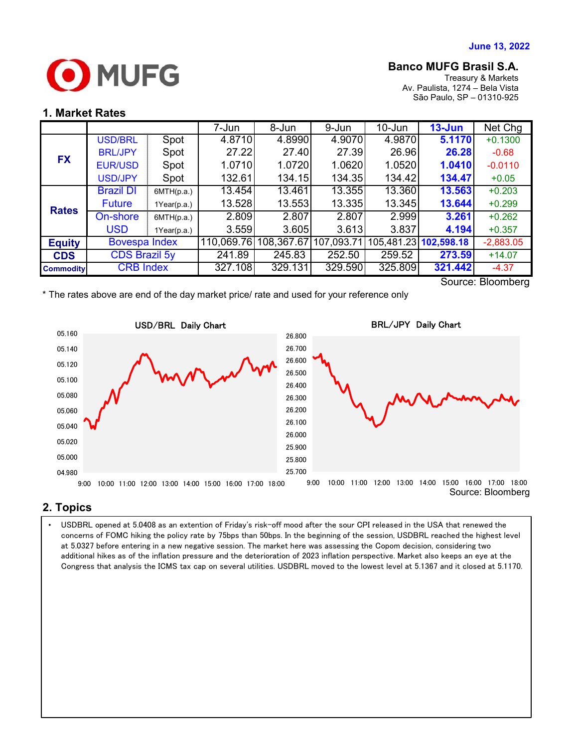June 13, 2022

**Banco MUFG Brasil S.A.**
Treasury & Markets
Av. Paulista, 1274 – Bela Vista
São Paulo, SP – 01310-925

## 1. Market Rates

| | | | 7-Jun | 8-Jun | 9-Jun | 10-Jun | 13-Jun | Net Chg |
|---|---|---|---|---|---|---|---|---|
| FX | USD/BRL | Spot | 4.8710 | 4.8990 | 4.9070 | 4.9870 | **5.1170** | +0.1300 |
| | BRL/JPY | Spot | 27.22 | 27.40 | 27.39 | 26.96 | **26.28** | -0.68 |
| | EUR/USD | Spot | 1.0710 | 1.0720 | 1.0620 | 1.0520 | **1.0410** | -0.0110 |
| | USD/JPY | Spot | 132.61 | 134.15 | 134.35 | 134.42 | **134.47** | +0.05 |
| Rates | Brazil DI Future | 6MTH(p.a.) | 13.454 | 13.461 | 13.355 | 13.360 | **13.563** | +0.203 |
| | | 1Year(p.a.) | 13.528 | 13.553 | 13.335 | 13.345 | **13.644** | +0.299 |
| | On-shore USD | 6MTH(p.a.) | 2.809 | 2.807 | 2.807 | 2.999 | **3.261** | +0.262 |
| | | 1Year(p.a.) | 3.559 | 3.605 | 3.613 | 3.837 | **4.194** | +0.357 |
| Equity | Bovespa Index | | 110,069.76 | 108,367.67 | 107,093.71 | 105,481.23 | **102,598.18** | -2,883.05 |
| CDS | CDS Brazil 5y | | 241.89 | 245.83 | 252.50 | 259.52 | **273.59** | +14.07 |
| Commodity | CRB Index | | 327.108 | 329.131 | 329.590 | 325.809 | **321.442** | -4.37 |

Source: Bloomberg

\* The rates above are end of the day market price/ rate and used for your reference only

USD/BRL Daily Chart

BRL/JPY Daily Chart

Source: Bloomberg

## 2. Topics

- USDBRL opened at 5.0408 as an extention of Friday's risk-off mood after the sour CPI released in the USA that renewed the concerns of FOMC hiking the policy rate by 75bps than 50bps. In the beginning of the session, USDBRL reached the highest level at 5.0327 before entering in a new negative session. The market here was assessing the Copom decision, considering two additional hikes as of the inflation pressure and the deterioration of 2023 inflation perspective. Market also keeps an eye at the Congress that analysis the ICMS tax cap on several utilities. USDBRL moved to the lowest level at 5.1367 and it closed at 5.1170.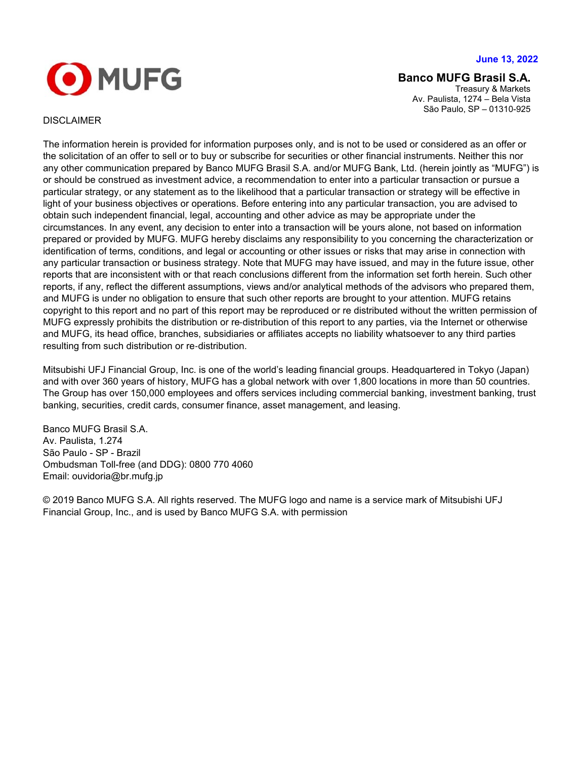June 13, 2022

**Banco MUFG Brasil S.A.**
Treasury & Markets
Av. Paulista, 1274 – Bela Vista
São Paulo, SP – 01310-925

DISCLAIMER

The information herein is provided for information purposes only, and is not to be used or considered as an offer or the solicitation of an offer to sell or to buy or subscribe for securities or other financial instruments. Neither this nor any other communication prepared by Banco MUFG Brasil S.A. and/or MUFG Bank, Ltd. (herein jointly as "MUFG") is or should be construed as investment advice, a recommendation to enter into a particular transaction or pursue a particular strategy, or any statement as to the likelihood that a particular transaction or strategy will be effective in light of your business objectives or operations. Before entering into any particular transaction, you are advised to obtain such independent financial, legal, accounting and other advice as may be appropriate under the circumstances. In any event, any decision to enter into a transaction will be yours alone, not based on information prepared or provided by MUFG. MUFG hereby disclaims any responsibility to you concerning the characterization or identification of terms, conditions, and legal or accounting or other issues or risks that may arise in connection with any particular transaction or business strategy. Note that MUFG may have issued, and may in the future issue, other reports that are inconsistent with or that reach conclusions different from the information set forth herein. Such other reports, if any, reflect the different assumptions, views and/or analytical methods of the advisors who prepared them, and MUFG is under no obligation to ensure that such other reports are brought to your attention. MUFG retains copyright to this report and no part of this report may be reproduced or re distributed without the written permission of MUFG expressly prohibits the distribution or re-distribution of this report to any parties, via the Internet or otherwise and MUFG, its head office, branches, subsidiaries or affiliates accepts no liability whatsoever to any third parties resulting from such distribution or re-distribution.

Mitsubishi UFJ Financial Group, Inc. is one of the world's leading financial groups. Headquartered in Tokyo (Japan) and with over 360 years of history, MUFG has a global network with over 1,800 locations in more than 50 countries. The Group has over 150,000 employees and offers services including commercial banking, investment banking, trust banking, securities, credit cards, consumer finance, asset management, and leasing.

Banco MUFG Brasil S.A.
Av. Paulista, 1.274
São Paulo - SP - Brazil
Ombudsman Toll-free (and DDG): 0800 770 4060
Email: ouvidoria@br.mufg.jp

© 2019 Banco MUFG S.A. All rights reserved. The MUFG logo and name is a service mark of Mitsubishi UFJ Financial Group, Inc., and is used by Banco MUFG S.A. with permission